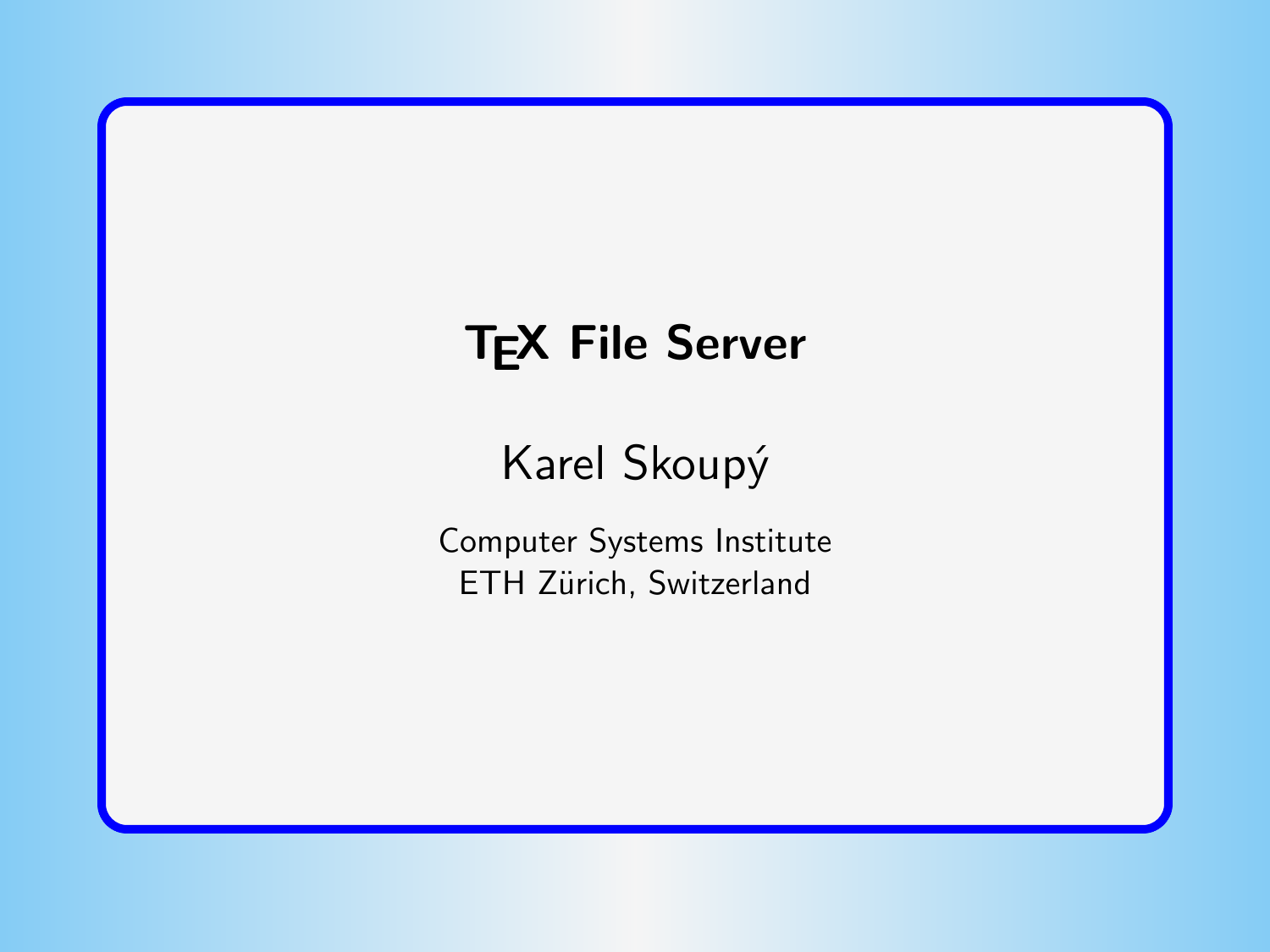# TEX File Server

Karel Skoupý

Computer Systems Institute
ETH Zürich, Switzerland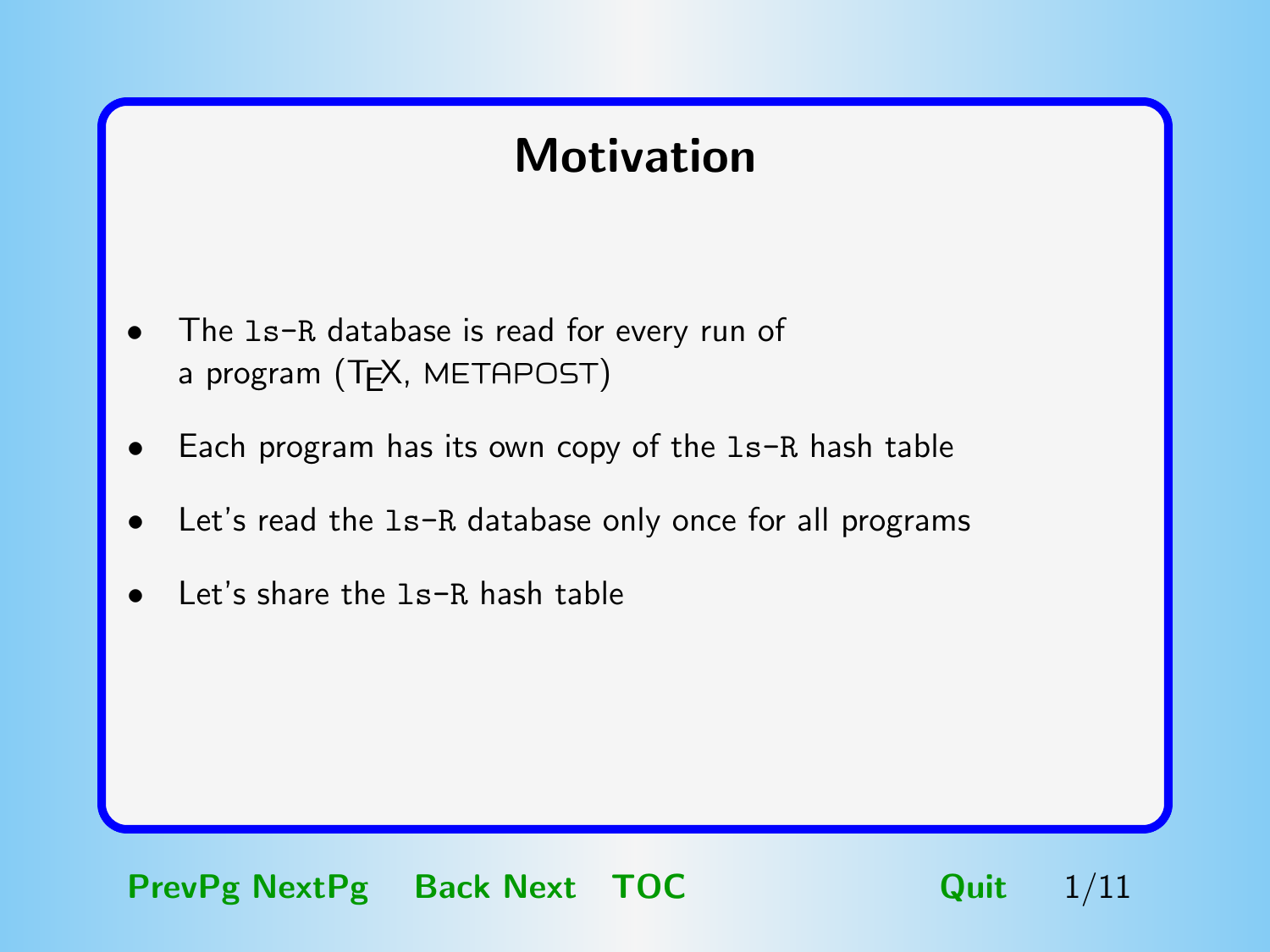# Motivation

- The `ls-R` database is read for every run of a program (TEX, METAPOST)
- Each program has its own copy of the `ls-R` hash table
- Let's read the `ls-R` database only once for all programs
- Let's share the `ls-R` hash table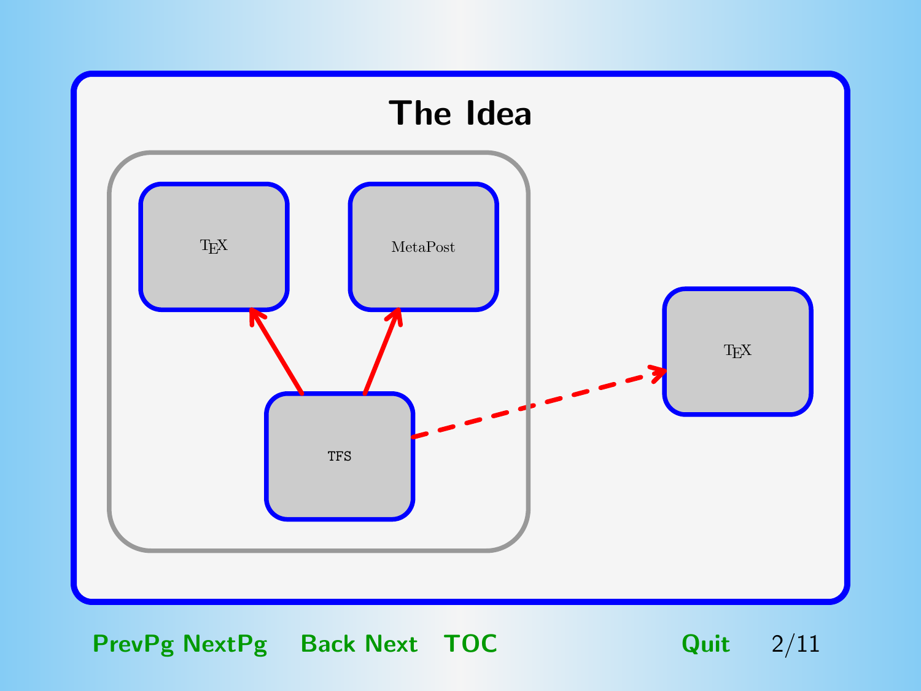# The Idea

TeX

MetaPost

TFS

TeX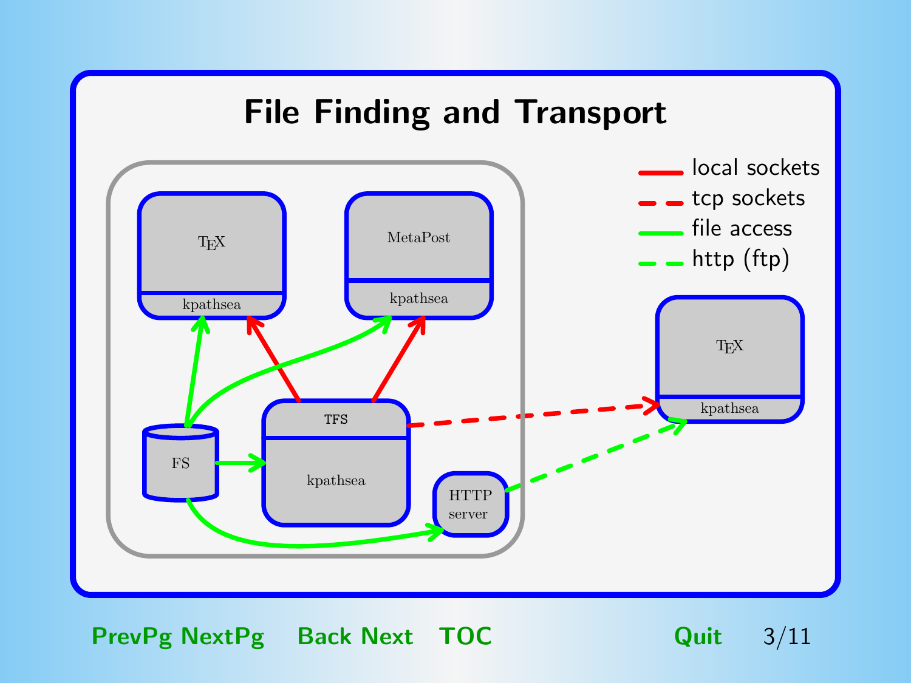# File Finding and Transport

TEX

kpathsea

MetaPost

kpathsea

TFS

kpathsea

FS

HTTP
server

TEX

kpathsea

- local sockets
- tcp sockets
- file access
- http (ftp)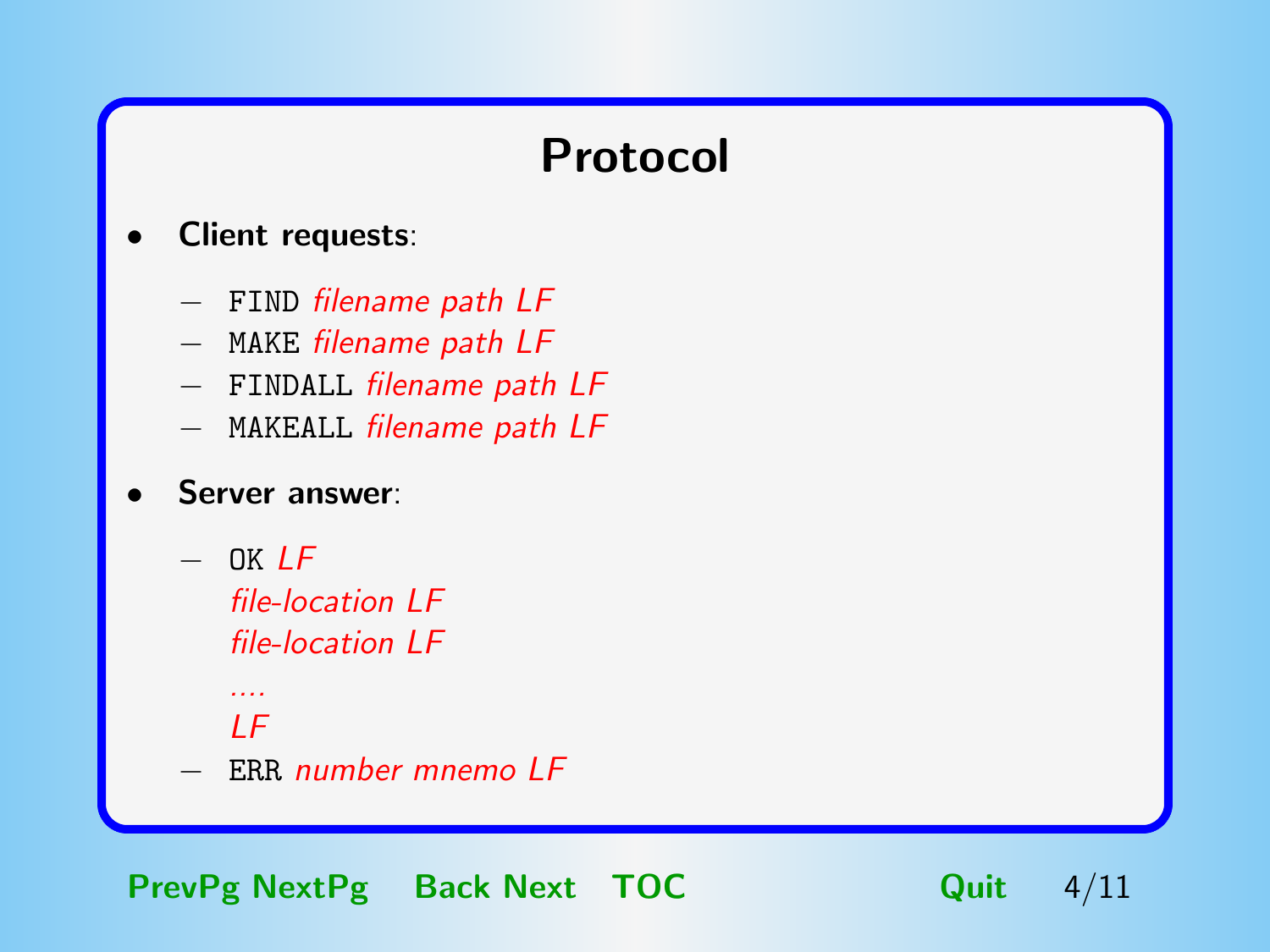# Protocol

- **Client requests**:
  - `FIND` *filename path LF*
  - `MAKE` *filename path LF*
  - `FINDALL` *filename path LF*
  - `MAKEALL` *filename path LF*
- **Server answer**:
  - `OK` *LF*
    *file-location LF*
    *file-location LF*
    *....*
    *LF*
  - `ERR` *number mnemo LF*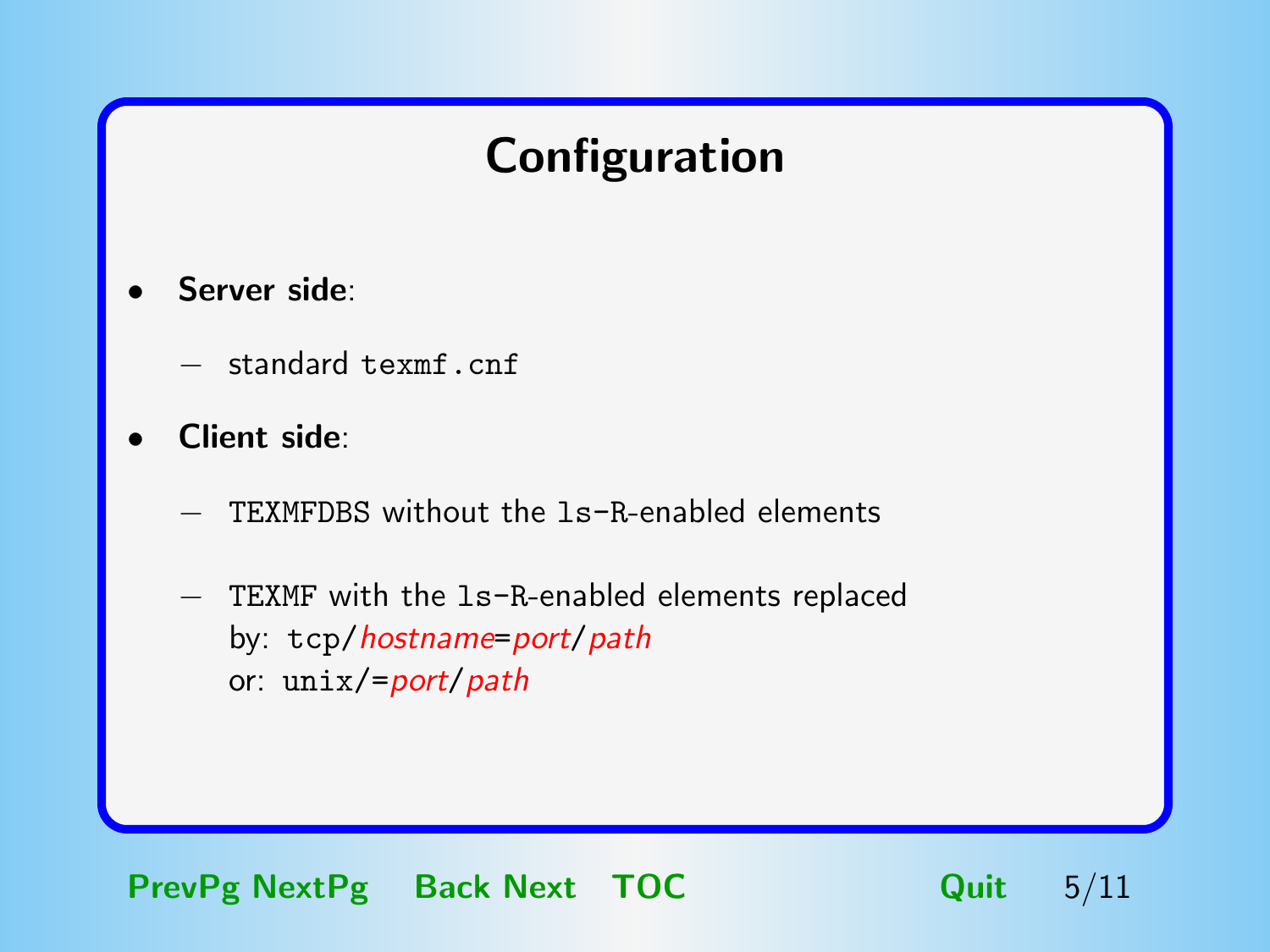# Configuration

- **Server side**:
  - standard `texmf.cnf`
- **Client side**:
  - `TEXMFDBS` without the `ls-R`-enabled elements
  - `TEXMF` with the `ls-R`-enabled elements replaced
    by: `tcp/`*hostname*`=`*port*`/`*path*
    or: `unix/=`*port*`/`*path*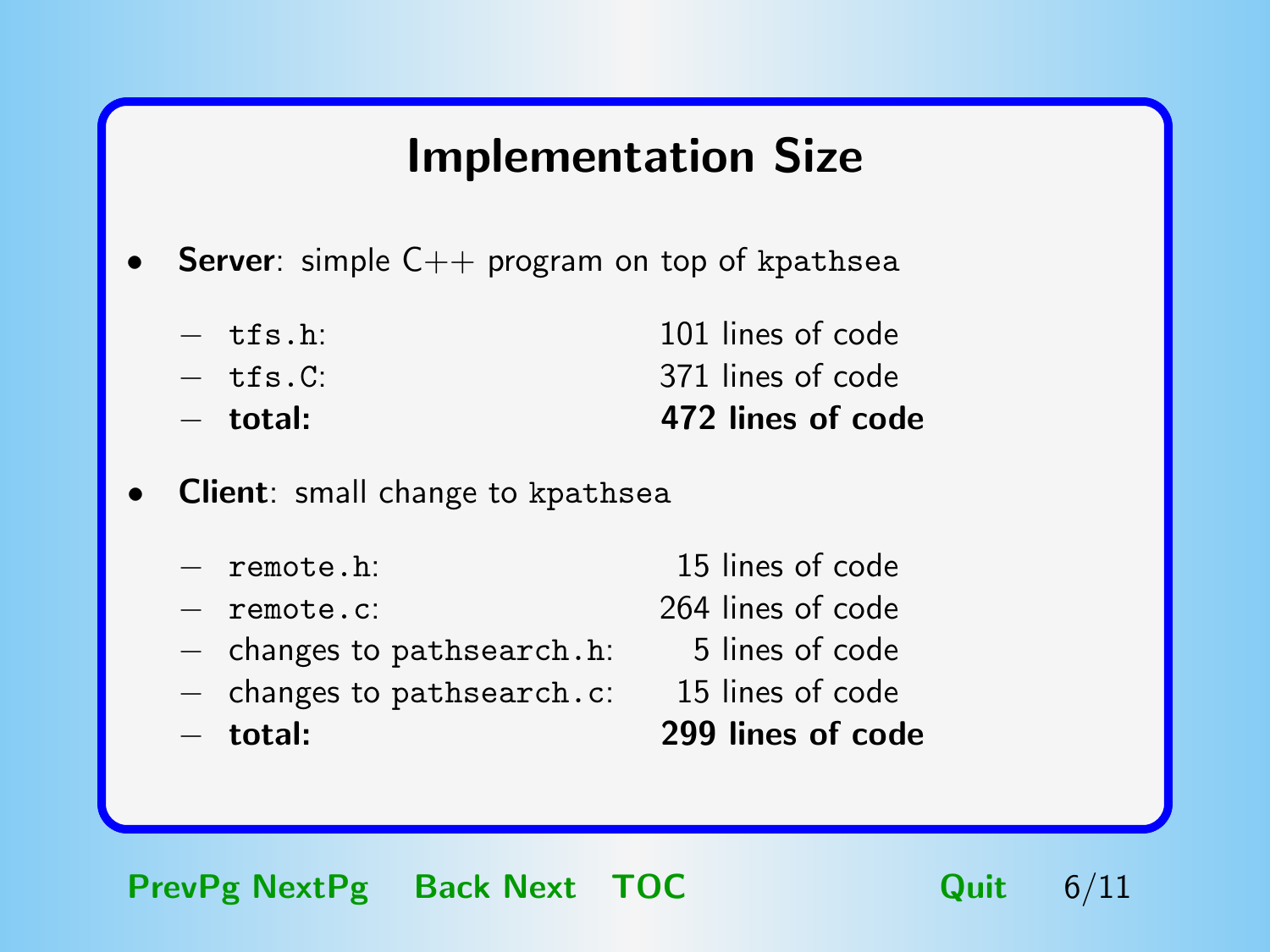# Implementation Size

- **Server**: simple C++ program on top of `kpathsea`
  - `tfs.h`: 101 lines of code
  - `tfs.C`: 371 lines of code
  - **total:** **472 lines of code**
- **Client**: small change to `kpathsea`
  - `remote.h`: 15 lines of code
  - `remote.c`: 264 lines of code
  - changes to `pathsearch.h`: 5 lines of code
  - changes to `pathsearch.c`: 15 lines of code
  - **total:** **299 lines of code**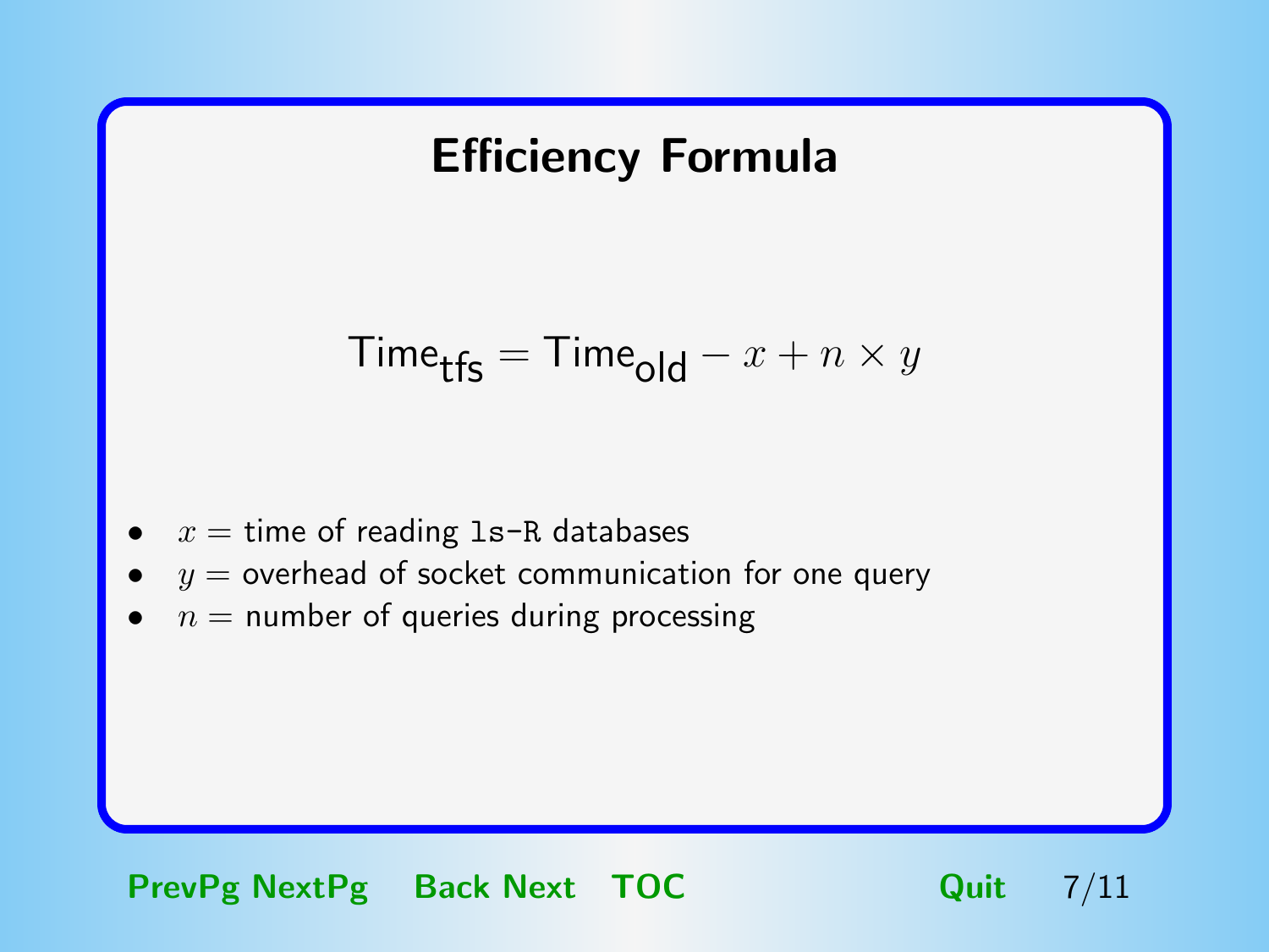# Efficiency Formula

$$\mathsf{Time}_{\mathsf{tfs}} = \mathsf{Time}_{\mathsf{old}} - x + n \times y$$

- $x =$ time of reading `ls-R` databases
- $y =$ overhead of socket communication for one query
- $n =$ number of queries during processing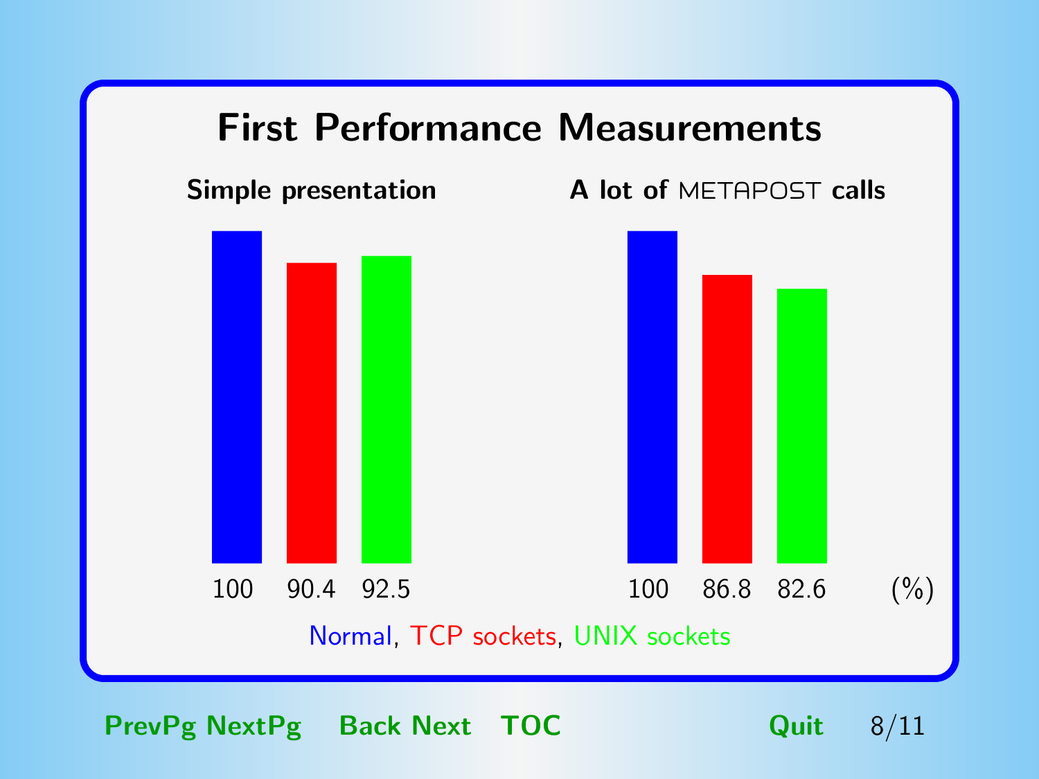# First Performance Measurements

**Simple presentation**

| Normal | TCP sockets | UNIX sockets |
|---|---|---|
| 100 | 90.4 | 92.5 |

**A lot of METAPOST calls**

| Normal | TCP sockets | UNIX sockets |
|---|---|---|
| 100 | 86.8 | 82.6 |

(%)

Normal, TCP sockets, UNIX sockets

**PrevPg NextPg Back Next TOC Quit**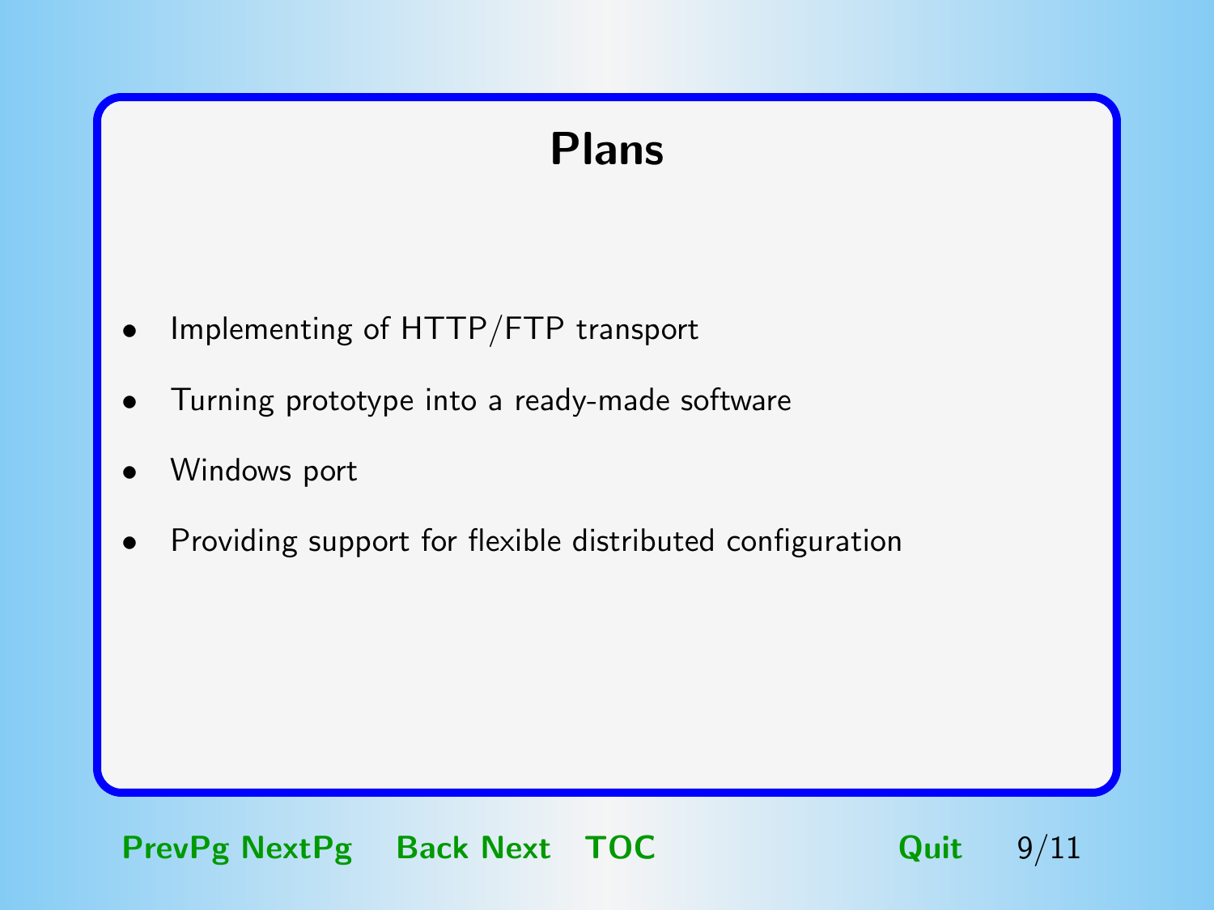# Plans

- Implementing of HTTP/FTP transport
- Turning prototype into a ready-made software
- Windows port
- Providing support for flexible distributed configuration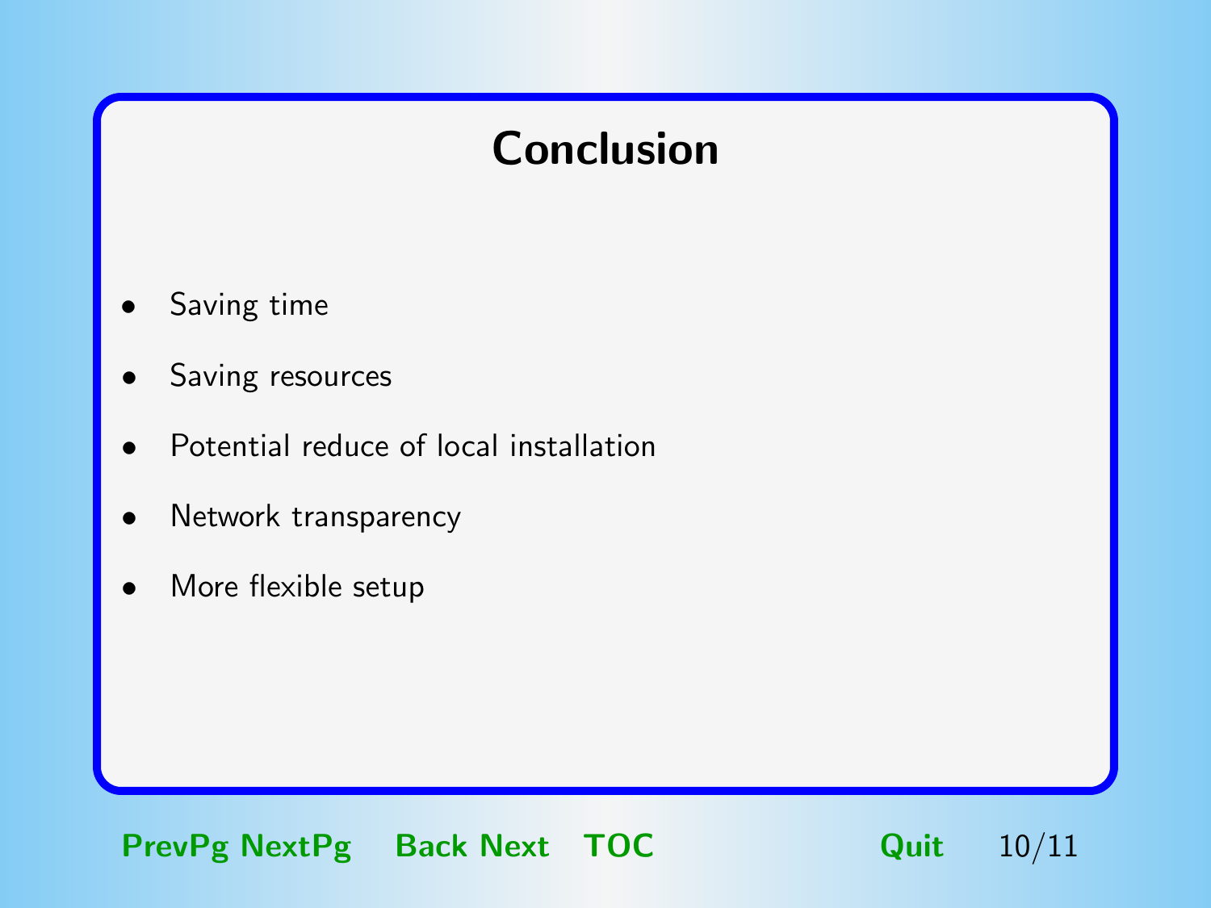# Conclusion

- Saving time
- Saving resources
- Potential reduce of local installation
- Network transparency
- More flexible setup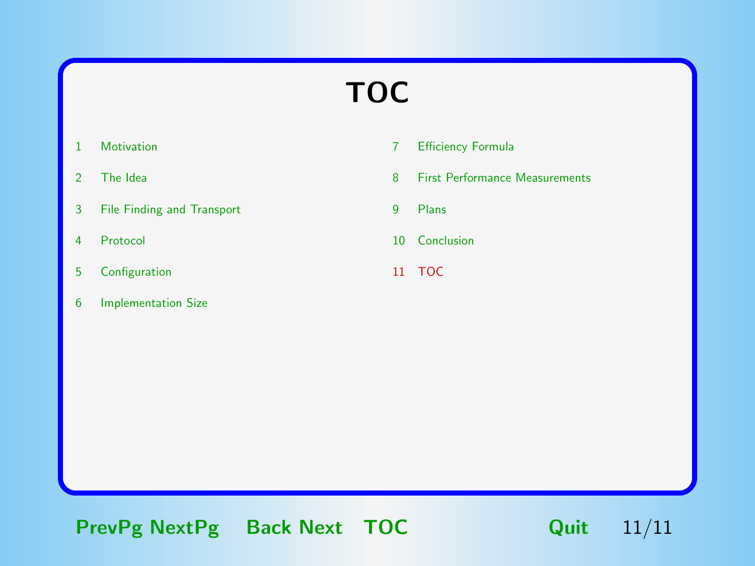# TOC

1. Motivation
2. The Idea
3. File Finding and Transport
4. Protocol
5. Configuration
6. Implementation Size
7. Efficiency Formula
8. First Performance Measurements
9. Plans
10. Conclusion
11. TOC

PrevPg NextPg Back Next TOC Quit